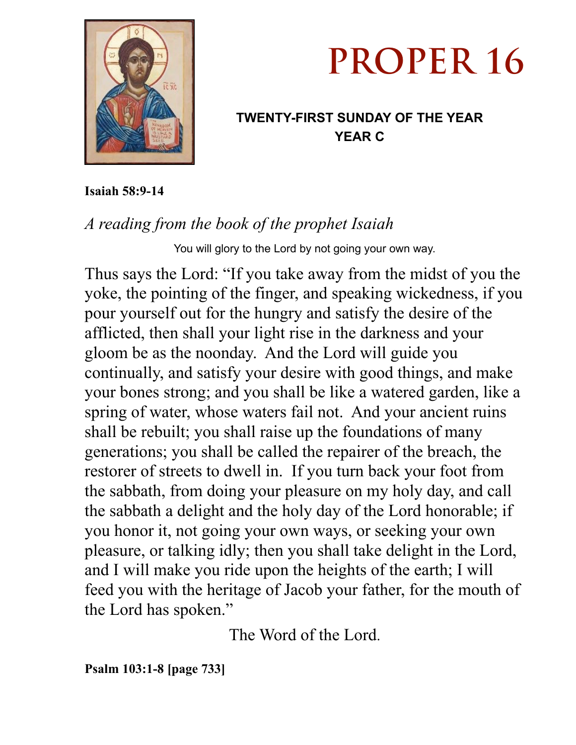# PROPER 16

**TWENTY-FIRST SUNDAY OF THE YEAR**
**YEAR C**

**Isaiah 58:9-14**

*A reading from the book of the prophet Isaiah*

You will glory to the Lord by not going your own way.

Thus says the Lord: "If you take away from the midst of you the yoke, the pointing of the finger, and speaking wickedness, if you pour yourself out for the hungry and satisfy the desire of the afflicted, then shall your light rise in the darkness and your gloom be as the noonday. And the Lord will guide you continually, and satisfy your desire with good things, and make your bones strong; and you shall be like a watered garden, like a spring of water, whose waters fail not. And your ancient ruins shall be rebuilt; you shall raise up the foundations of many generations; you shall be called the repairer of the breach, the restorer of streets to dwell in. If you turn back your foot from the sabbath, from doing your pleasure on my holy day, and call the sabbath a delight and the holy day of the Lord honorable; if you honor it, not going your own ways, or seeking your own pleasure, or talking idly; then you shall take delight in the Lord, and I will make you ride upon the heights of the earth; I will feed you with the heritage of Jacob your father, for the mouth of the Lord has spoken."

The Word of the Lord.

**Psalm 103:1-8 [page 733]**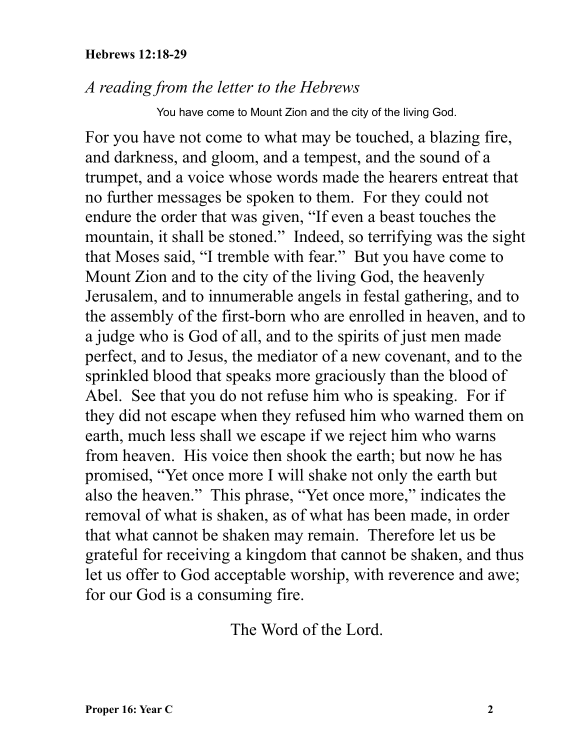**Hebrews 12:18-29**

*A reading from the letter to the Hebrews*

You have come to Mount Zion and the city of the living God.

For you have not come to what may be touched, a blazing fire, and darkness, and gloom, and a tempest, and the sound of a trumpet, and a voice whose words made the hearers entreat that no further messages be spoken to them. For they could not endure the order that was given, "If even a beast touches the mountain, it shall be stoned." Indeed, so terrifying was the sight that Moses said, "I tremble with fear." But you have come to Mount Zion and to the city of the living God, the heavenly Jerusalem, and to innumerable angels in festal gathering, and to the assembly of the first-born who are enrolled in heaven, and to a judge who is God of all, and to the spirits of just men made perfect, and to Jesus, the mediator of a new covenant, and to the sprinkled blood that speaks more graciously than the blood of Abel. See that you do not refuse him who is speaking. For if they did not escape when they refused him who warned them on earth, much less shall we escape if we reject him who warns from heaven. His voice then shook the earth; but now he has promised, "Yet once more I will shake not only the earth but also the heaven." This phrase, "Yet once more," indicates the removal of what is shaken, as of what has been made, in order that what cannot be shaken may remain. Therefore let us be grateful for receiving a kingdom that cannot be shaken, and thus let us offer to God acceptable worship, with reverence and awe; for our God is a consuming fire.

The Word of the Lord.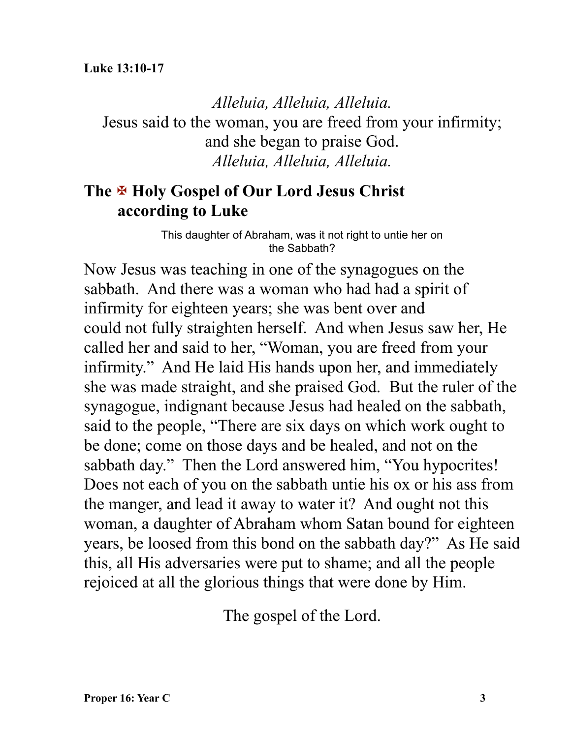**Luke 13:10-17**

*Alleluia, Alleluia, Alleluia.*
Jesus said to the woman, you are freed from your infirmity;
and she began to praise God.
*Alleluia, Alleluia, Alleluia.*

## The ✠ Holy Gospel of Our Lord Jesus Christ according to Luke

This daughter of Abraham, was it not right to untie her on the Sabbath?

Now Jesus was teaching in one of the synagogues on the sabbath. And there was a woman who had had a spirit of infirmity for eighteen years; she was bent over and could not fully straighten herself. And when Jesus saw her, He called her and said to her, "Woman, you are freed from your infirmity." And He laid His hands upon her, and immediately she was made straight, and she praised God. But the ruler of the synagogue, indignant because Jesus had healed on the sabbath, said to the people, "There are six days on which work ought to be done; come on those days and be healed, and not on the sabbath day." Then the Lord answered him, "You hypocrites! Does not each of you on the sabbath untie his ox or his ass from the manger, and lead it away to water it? And ought not this woman, a daughter of Abraham whom Satan bound for eighteen years, be loosed from this bond on the sabbath day?" As He said this, all His adversaries were put to shame; and all the people rejoiced at all the glorious things that were done by Him.

The gospel of the Lord.